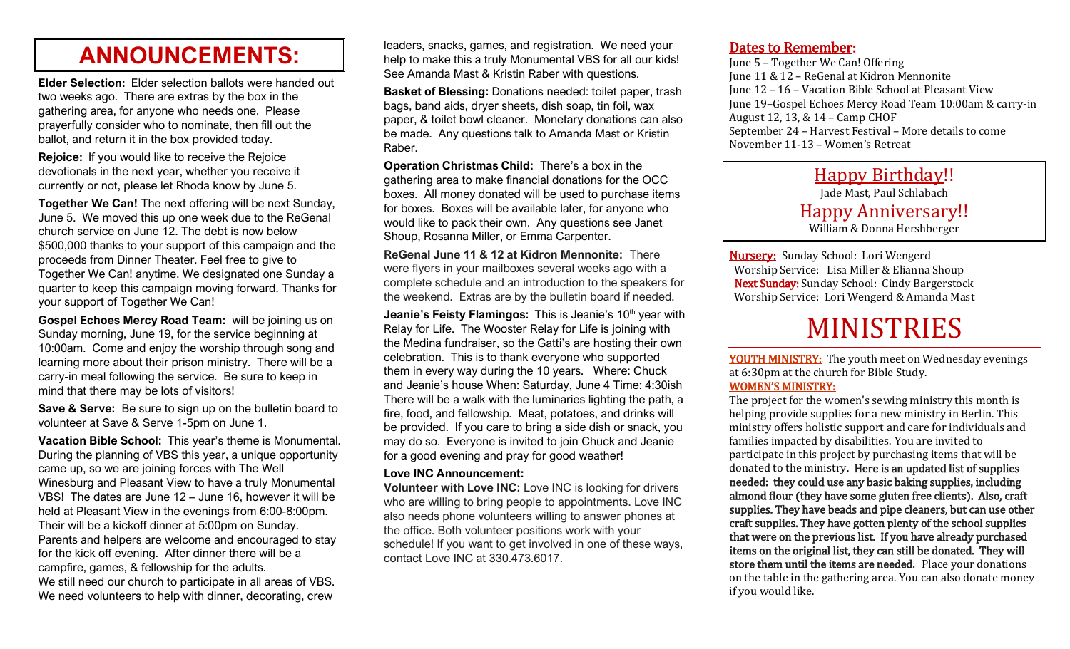# ANNOUNCEMENTS:

**Elder Selection:** Elder selection ballots were handed out two weeks ago. There are extras by the box in the gathering area, for anyone who needs one. Please prayerfully consider who to nominate, then fill out the ballot, and return it in the box provided today.

**Rejoice:** If you would like to receive the Rejoice devotionals in the next year, whether you receive it currently or not, please let Rhoda know by June 5.

**Together We Can!** The next offering will be next Sunday, June 5. We moved this up one week due to the ReGenal church service on June 12. The debt is now below $500,000 thanks to your support of this campaign and the proceeds from Dinner Theater. Feel free to give to Together We Can! anytime. We designated one Sunday a quarter to keep this campaign moving forward. Thanks for your support of Together We Can!

**Gospel Echoes Mercy Road Team:** will be joining us on Sunday morning, June 19, for the service beginning at 10:00am. Come and enjoy the worship through song and learning more about their prison ministry. There will be a carry-in meal following the service. Be sure to keep in mind that there may be lots of visitors!

**Save & Serve:** Be sure to sign up on the bulletin board to volunteer at Save & Serve 1-5pm on June 1.

**Vacation Bible School:** This year's theme is Monumental. During the planning of VBS this year, a unique opportunity came up, so we are joining forces with The Well Winesburg and Pleasant View to have a truly Monumental VBS! The dates are June 12 – June 16, however it will be held at Pleasant View in the evenings from 6:00-8:00pm. Their will be a kickoff dinner at 5:00pm on Sunday. Parents and helpers are welcome and encouraged to stay for the kick off evening. After dinner there will be a campfire, games, & fellowship for the adults.
We still need our church to participate in all areas of VBS. We need volunteers to help with dinner, decorating, crew leaders, snacks, games, and registration. We need your help to make this a truly Monumental VBS for all our kids! See Amanda Mast & Kristin Raber with questions.

**Basket of Blessing:** Donations needed: toilet paper, trash bags, band aids, dryer sheets, dish soap, tin foil, wax paper, & toilet bowl cleaner. Monetary donations can also be made. Any questions talk to Amanda Mast or Kristin Raber.

**Operation Christmas Child:** There's a box in the gathering area to make financial donations for the OCC boxes. All money donated will be used to purchase items for boxes. Boxes will be available later, for anyone who would like to pack their own. Any questions see Janet Shoup, Rosanna Miller, or Emma Carpenter.

**ReGenal June 11 & 12 at Kidron Mennonite:** There were flyers in your mailboxes several weeks ago with a complete schedule and an introduction to the speakers for the weekend. Extras are by the bulletin board if needed.

**Jeanie's Feisty Flamingos:** This is Jeanie's 10th year with Relay for Life. The Wooster Relay for Life is joining with the Medina fundraiser, so the Gatti's are hosting their own celebration. This is to thank everyone who supported them in every way during the 10 years. Where: Chuck and Jeanie's house When: Saturday, June 4 Time: 4:30ish There will be a walk with the luminaries lighting the path, a fire, food, and fellowship. Meat, potatoes, and drinks will be provided. If you care to bring a side dish or snack, you may do so. Everyone is invited to join Chuck and Jeanie for a good evening and pray for good weather!

**Love INC Announcement:**

**Volunteer with Love INC:** Love INC is looking for drivers who are willing to bring people to appointments. Love INC also needs phone volunteers willing to answer phones at the office. Both volunteer positions work with your schedule! If you want to get involved in one of these ways, contact Love INC at 330.473.6017.

## Dates to Remember:

June 5 – Together We Can! Offering
June 11 & 12 – ReGenal at Kidron Mennonite
June 12 – 16 – Vacation Bible School at Pleasant View
June 19–Gospel Echoes Mercy Road Team 10:00am & carry-in
August 12, 13, & 14 – Camp CHOF
September 24 – Harvest Festival – More details to come
November 11-13 – Women's Retreat

**Happy Birthday!!**
Jade Mast, Paul Schlabach

**Happy Anniversary!!**
William & Donna Hershberger

**Nursery:** Sunday School: Lori Wengerd
Worship Service: Lisa Miller & Elianna Shoup
**Next Sunday:** Sunday School: Cindy Bargerstock
Worship Service: Lori Wengerd & Amanda Mast

# MINISTRIES

**YOUTH MINISTRY:** The youth meet on Wednesday evenings at 6:30pm at the church for Bible Study.

**WOMEN'S MINISTRY:**
The project for the women's sewing ministry this month is helping provide supplies for a new ministry in Berlin. This ministry offers holistic support and care for individuals and families impacted by disabilities. You are invited to participate in this project by purchasing items that will be donated to the ministry. **Here is an updated list of supplies needed: they could use any basic baking supplies, including almond flour (they have some gluten free clients). Also, craft supplies. They have beads and pipe cleaners, but can use other craft supplies. They have gotten plenty of the school supplies that were on the previous list. If you have already purchased items on the original list, they can still be donated. They will store them until the items are needed.** Place your donations on the table in the gathering area. You can also donate money if you would like.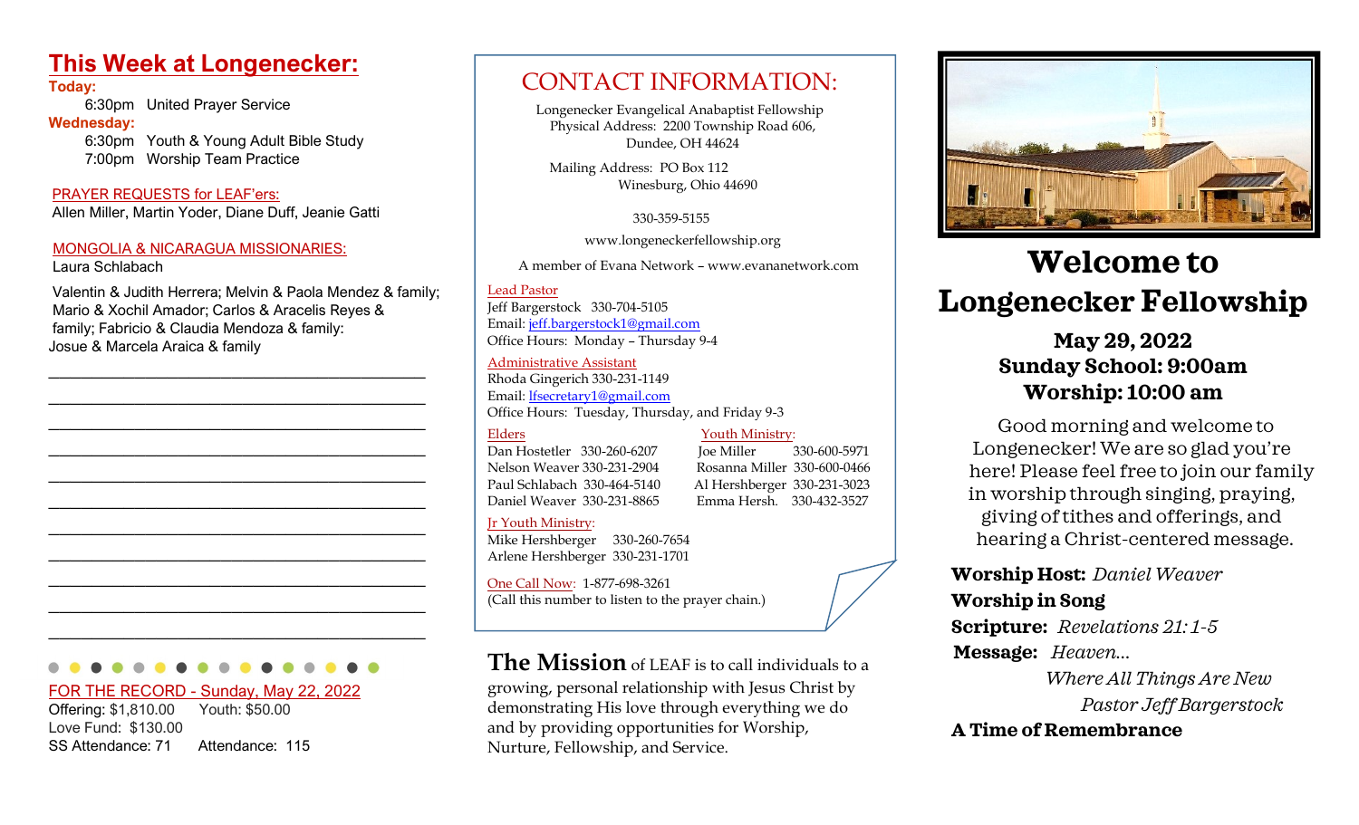## This Week at Longenecker:

**Today:**

6:30pm United Prayer Service

**Wednesday:**

6:30pm Youth & Young Adult Bible Study
7:00pm Worship Team Practice

PRAYER REQUESTS for LEAF'ers:
Allen Miller, Martin Yoder, Diane Duff, Jeanie Gatti

MONGOLIA & NICARAGUA MISSIONARIES:
Laura Schlabach

Valentin & Judith Herrera; Melvin & Paola Mendez & family; Mario & Xochil Amador; Carlos & Aracelis Reyes & family; Fabricio & Claudia Mendoza & family: Josue & Marcela Araica & family

FOR THE RECORD - Sunday, May 22, 2022
Offering: $1,810.00 Youth: $50.00
Love Fund: $130.00
SS Attendance: 71 Attendance: 115

## CONTACT INFORMATION:

Longenecker Evangelical Anabaptist Fellowship
Physical Address: 2200 Township Road 606, Dundee, OH 44624

Mailing Address: PO Box 112
Winesburg, Ohio 44690

330-359-5155

www.longeneckerfellowship.org

A member of Evana Network – www.evananetwork.com

Lead Pastor
Jeff Bargerstock 330-704-5105
Email: jeff.bargerstock1@gmail.com
Office Hours: Monday – Thursday 9-4

Administrative Assistant
Rhoda Gingerich 330-231-1149
Email: lfsecretary1@gmail.com
Office Hours: Tuesday, Thursday, and Friday 9-3

Elders
Dan Hostetler 330-260-6207
Nelson Weaver 330-231-2904
Paul Schlabach 330-464-5140
Daniel Weaver 330-231-8865

Youth Ministry:
Joe Miller 330-600-5971
Rosanna Miller 330-600-0466
Al Hershberger 330-231-3023
Emma Hersh. 330-432-3527

Jr Youth Ministry:
Mike Hershberger 330-260-7654
Arlene Hershberger 330-231-1701

One Call Now: 1-877-698-3261
(Call this number to listen to the prayer chain.)

**The Mission** of LEAF is to call individuals to a growing, personal relationship with Jesus Christ by demonstrating His love through everything we do and by providing opportunities for Worship, Nurture, Fellowship, and Service.

# Welcome to Longenecker Fellowship

### May 29, 2022
### Sunday School: 9:00am
### Worship: 10:00 am

Good morning and welcome to Longenecker! We are so glad you're here! Please feel free to join our family in worship through singing, praying, giving of tithes and offerings, and hearing a Christ-centered message.

**Worship Host:** *Daniel Weaver*
**Worship in Song**
**Scripture:** *Revelations 21: 1-5*
**Message:** *Heaven… Where All Things Are New*
*Pastor Jeff Bargerstock*
**A Time of Remembrance**